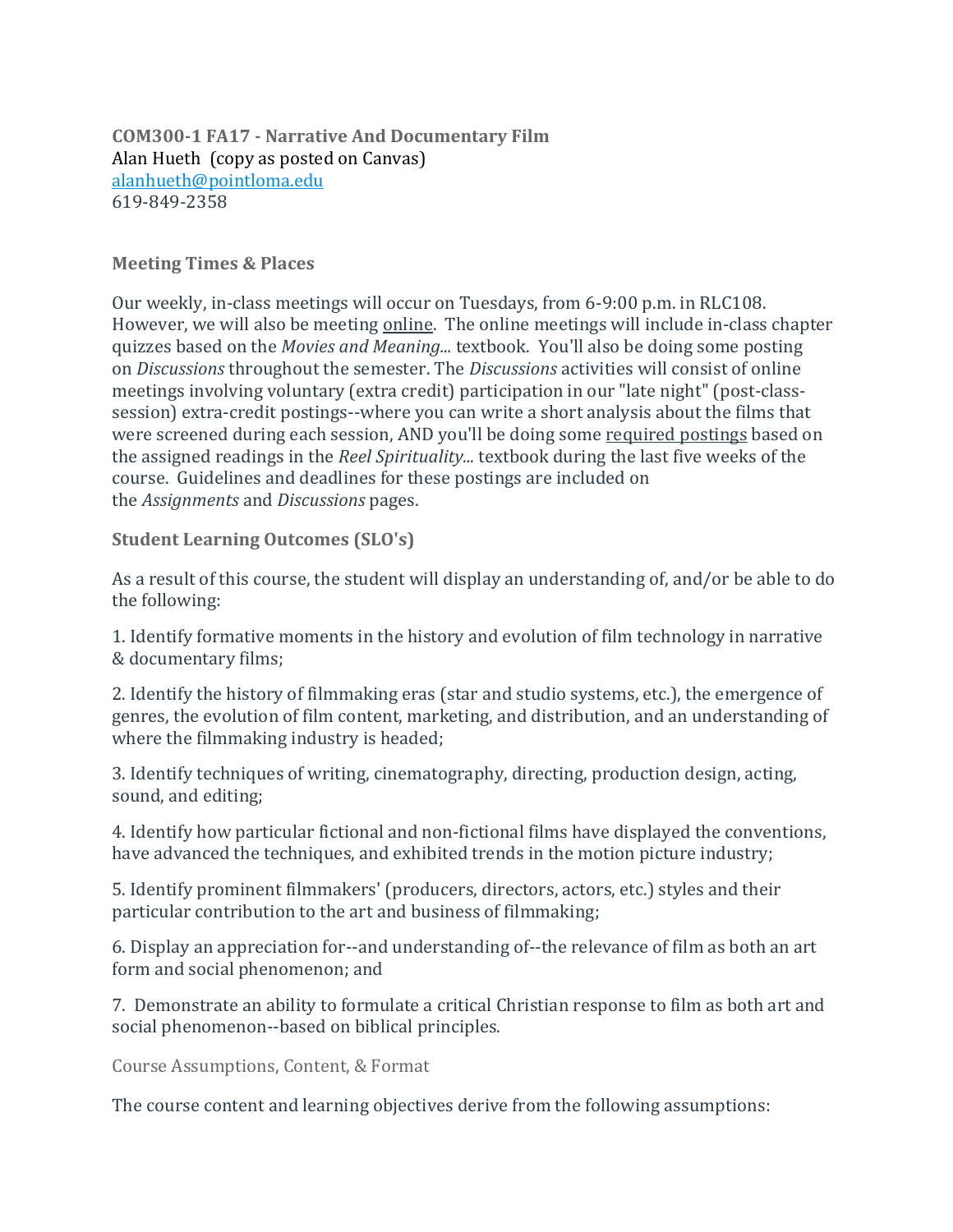**COM300-1 FA17 - Narrative And Documentary Film**
Alan Hueth (copy as posted on Canvas)
alanhueth@pointloma.edu
619-849-2358

**Meeting Times & Places**

Our weekly, in-class meetings will occur on Tuesdays, from 6-9:00 p.m. in RLC108. However, we will also be meeting online. The online meetings will include in-class chapter quizzes based on the *Movies and Meaning...* textbook. You'll also be doing some posting on *Discussions* throughout the semester. The *Discussions* activities will consist of online meetings involving voluntary (extra credit) participation in our "late night" (post-class-session) extra-credit postings--where you can write a short analysis about the films that were screened during each session, AND you'll be doing some required postings based on the assigned readings in the *Reel Spirituality...* textbook during the last five weeks of the course. Guidelines and deadlines for these postings are included on the *Assignments* and *Discussions* pages.

**Student Learning Outcomes (SLO's)**

As a result of this course, the student will display an understanding of, and/or be able to do the following:

1. Identify formative moments in the history and evolution of film technology in narrative & documentary films;

2. Identify the history of filmmaking eras (star and studio systems, etc.), the emergence of genres, the evolution of film content, marketing, and distribution, and an understanding of where the filmmaking industry is headed;

3. Identify techniques of writing, cinematography, directing, production design, acting, sound, and editing;

4. Identify how particular fictional and non-fictional films have displayed the conventions, have advanced the techniques, and exhibited trends in the motion picture industry;

5. Identify prominent filmmakers' (producers, directors, actors, etc.) styles and their particular contribution to the art and business of filmmaking;

6. Display an appreciation for--and understanding of--the relevance of film as both an art form and social phenomenon; and

7. Demonstrate an ability to formulate a critical Christian response to film as both art and social phenomenon--based on biblical principles.

Course Assumptions, Content, & Format

The course content and learning objectives derive from the following assumptions: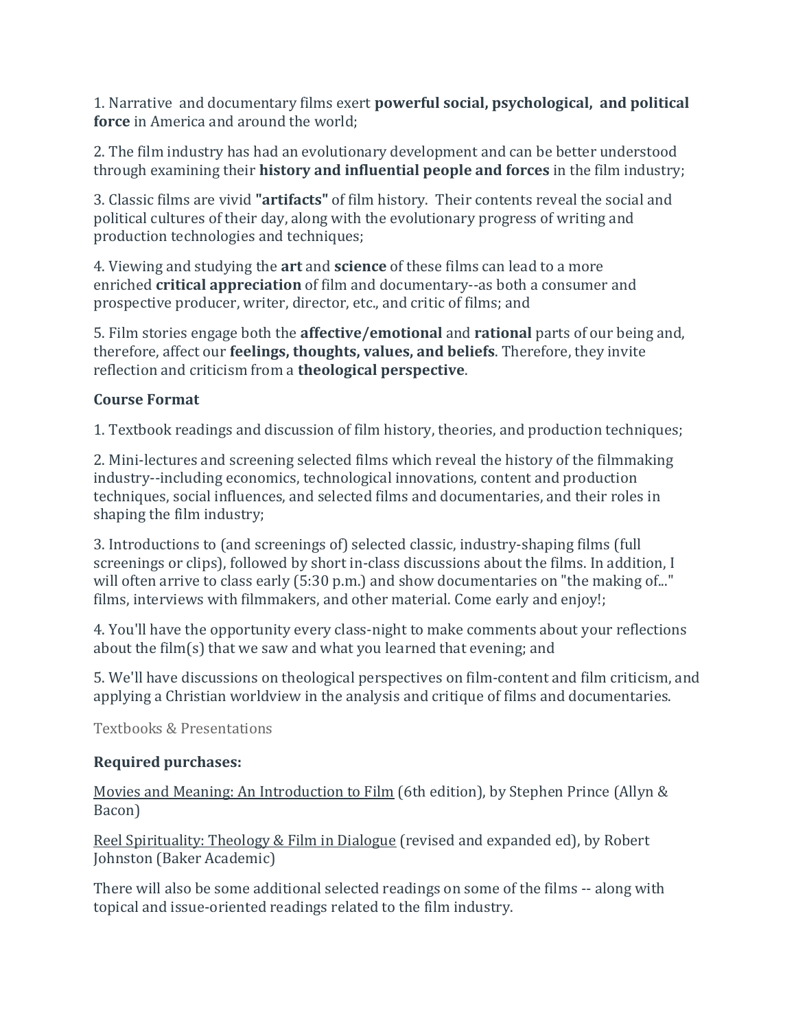1. Narrative and documentary films exert **powerful social, psychological, and political force** in America and around the world;

2. The film industry has had an evolutionary development and can be better understood through examining their **history and influential people and forces** in the film industry;

3. Classic films are vivid **"artifacts"** of film history. Their contents reveal the social and political cultures of their day, along with the evolutionary progress of writing and production technologies and techniques;

4. Viewing and studying the **art** and **science** of these films can lead to a more enriched **critical appreciation** of film and documentary--as both a consumer and prospective producer, writer, director, etc., and critic of films; and

5. Film stories engage both the **affective/emotional** and **rational** parts of our being and, therefore, affect our **feelings, thoughts, values, and beliefs**. Therefore, they invite reflection and criticism from a **theological perspective**.

**Course Format**

1. Textbook readings and discussion of film history, theories, and production techniques;

2. Mini-lectures and screening selected films which reveal the history of the filmmaking industry--including economics, technological innovations, content and production techniques, social influences, and selected films and documentaries, and their roles in shaping the film industry;

3. Introductions to (and screenings of) selected classic, industry-shaping films (full screenings or clips), followed by short in-class discussions about the films. In addition, I will often arrive to class early (5:30 p.m.) and show documentaries on "the making of..." films, interviews with filmmakers, and other material. Come early and enjoy!;

4. You'll have the opportunity every class-night to make comments about your reflections about the film(s) that we saw and what you learned that evening; and

5. We'll have discussions on theological perspectives on film-content and film criticism, and applying a Christian worldview in the analysis and critique of films and documentaries.

Textbooks & Presentations

**Required purchases:**

Movies and Meaning: An Introduction to Film (6th edition), by Stephen Prince (Allyn & Bacon)

Reel Spirituality: Theology & Film in Dialogue (revised and expanded ed), by Robert Johnston (Baker Academic)

There will also be some additional selected readings on some of the films -- along with topical and issue-oriented readings related to the film industry.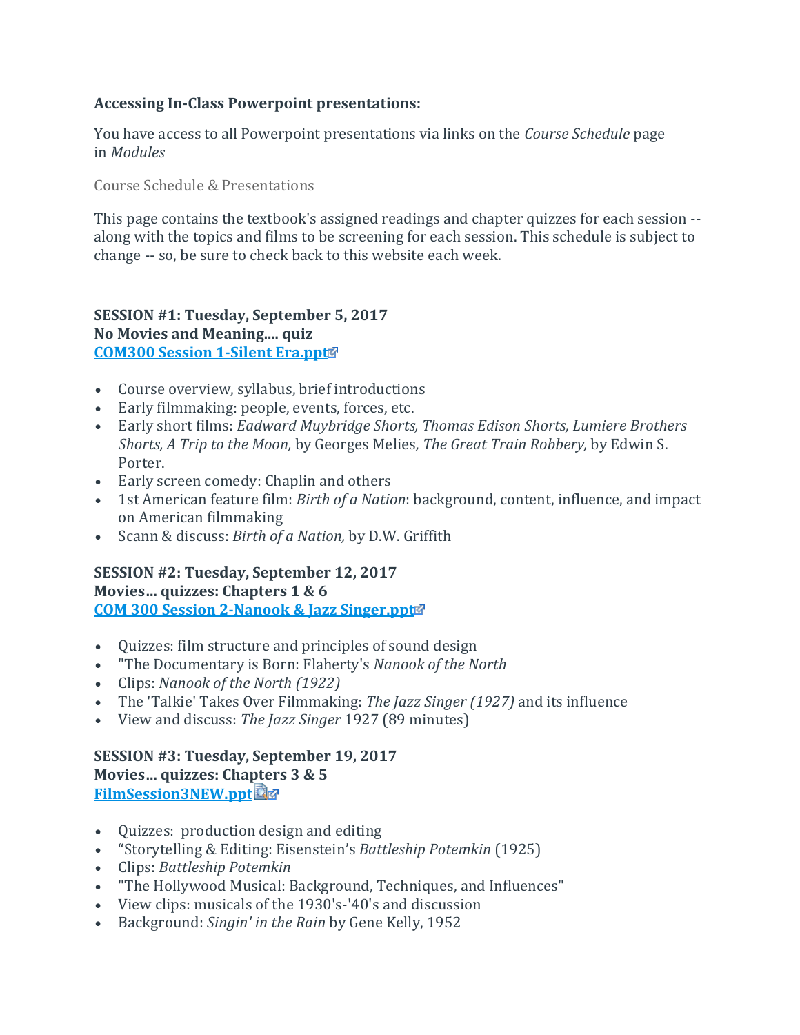**Accessing In-Class Powerpoint presentations:**

You have access to all Powerpoint presentations via links on the *Course Schedule* page in *Modules*

Course Schedule & Presentations

This page contains the textbook's assigned readings and chapter quizzes for each session -- along with the topics and films to be screening for each session. This schedule is subject to change -- so, be sure to check back to this website each week.

**SESSION #1: Tuesday, September 5, 2017**
**No Movies and Meaning.... quiz**
**COM300 Session 1-Silent Era.ppt**

- Course overview, syllabus, brief introductions
- Early filmmaking: people, events, forces, etc.
- Early short films: *Eadward Muybridge Shorts, Thomas Edison Shorts, Lumiere Brothers Shorts, A Trip to the Moon,* by Georges Melies*, The Great Train Robbery,* by Edwin S. Porter.
- Early screen comedy: Chaplin and others
- 1st American feature film: *Birth of a Nation*: background, content, influence, and impact on American filmmaking
- Scann & discuss: *Birth of a Nation,* by D.W. Griffith

**SESSION #2: Tuesday, September 12, 2017**
**Movies... quizzes: Chapters 1 & 6**
**COM 300 Session 2-Nanook & Jazz Singer.ppt**

- Quizzes: film structure and principles of sound design
- "The Documentary is Born: Flaherty's *Nanook of the North*
- Clips: *Nanook of the North (1922)*
- The 'Talkie' Takes Over Filmmaking: *The Jazz Singer (1927)* and its influence
- View and discuss: *The Jazz Singer* 1927 (89 minutes)

**SESSION #3: Tuesday, September 19, 2017**
**Movies... quizzes: Chapters 3 & 5**
**FilmSession3NEW.ppt**

- Quizzes: production design and editing
- "Storytelling & Editing: Eisenstein's *Battleship Potemkin* (1925)
- Clips: *Battleship Potemkin*
- "The Hollywood Musical: Background, Techniques, and Influences"
- View clips: musicals of the 1930's-'40's and discussion
- Background: *Singin' in the Rain* by Gene Kelly, 1952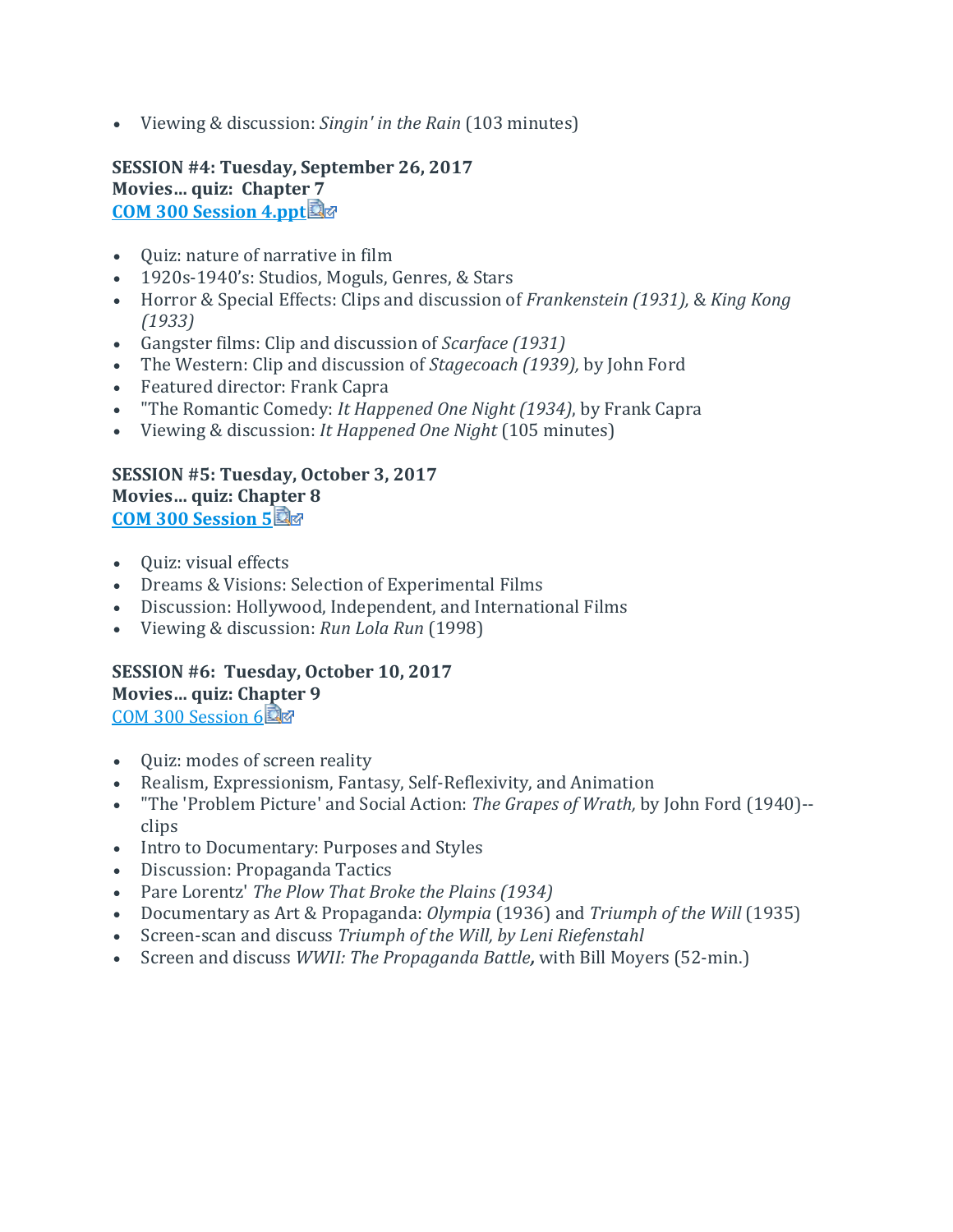- Viewing & discussion: *Singin' in the Rain* (103 minutes)

**SESSION #4: Tuesday, September 26, 2017**
**Movies… quiz: Chapter 7**
**COM 300 Session 4.ppt**

- Quiz: nature of narrative in film
- 1920s-1940's: Studios, Moguls, Genres, & Stars
- Horror & Special Effects: Clips and discussion of *Frankenstein (1931),* & *King Kong (1933)*
- Gangster films: Clip and discussion of *Scarface (1931)*
- The Western: Clip and discussion of *Stagecoach (1939),* by John Ford
- Featured director: Frank Capra
- "The Romantic Comedy: *It Happened One Night (1934)*, by Frank Capra
- Viewing & discussion: *It Happened One Night* (105 minutes)

**SESSION #5: Tuesday, October 3, 2017**
**Movies… quiz: Chapter 8**
**COM 300 Session 5**

- Quiz: visual effects
- Dreams & Visions: Selection of Experimental Films
- Discussion: Hollywood, Independent, and International Films
- Viewing & discussion: *Run Lola Run* (1998)

**SESSION #6: Tuesday, October 10, 2017**
**Movies… quiz: Chapter 9**
COM 300 Session 6

- Quiz: modes of screen reality
- Realism, Expressionism, Fantasy, Self-Reflexivity, and Animation
- "The 'Problem Picture' and Social Action: *The Grapes of Wrath,* by John Ford (1940)--clips
- Intro to Documentary: Purposes and Styles
- Discussion: Propaganda Tactics
- Pare Lorentz' *The Plow That Broke the Plains (1934)*
- Documentary as Art & Propaganda: *Olympia* (1936) and *Triumph of the Will* (1935)
- Screen-scan and discuss *Triumph of the Will, by Leni Riefenstahl*
- Screen and discuss *WWII: The Propaganda Battle***,** with Bill Moyers (52-min.)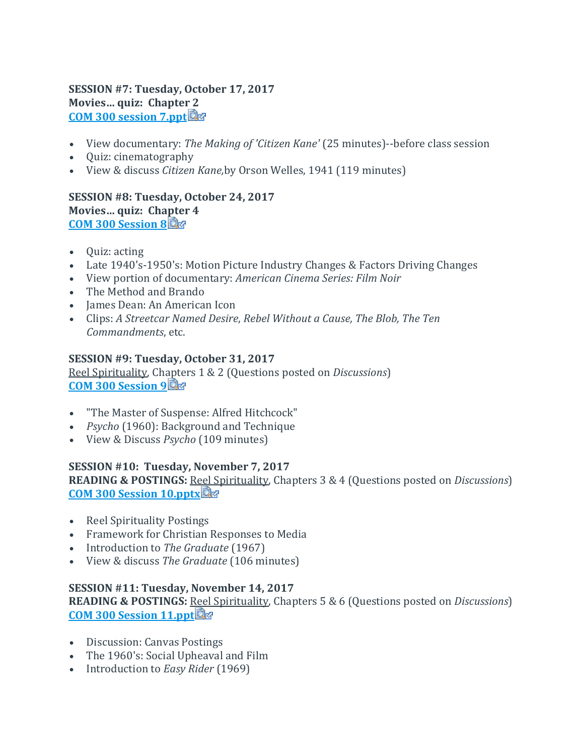**SESSION #7: Tuesday, October 17, 2017**
**Movies… quiz: Chapter 2**
**COM 300 session 7.ppt**

- View documentary: *The Making of 'Citizen Kane'* (25 minutes)--before class session
- Quiz: cinematography
- View & discuss *Citizen Kane,*by Orson Welles, 1941 (119 minutes)

**SESSION #8: Tuesday, October 24, 2017**
**Movies… quiz: Chapter 4**
**COM 300 Session 8**

- Quiz: acting
- Late 1940's-1950's: Motion Picture Industry Changes & Factors Driving Changes
- View portion of documentary: *American Cinema Series: Film Noir*
- The Method and Brando
- James Dean: An American Icon
- Clips: *A Streetcar Named Desire*, *Rebel Without a Cause, The Blob, The Ten Commandments*, etc.

**SESSION #9: Tuesday, October 31, 2017**
Reel Spirituality, Chapters 1 & 2 (Questions posted on *Discussions*)
**COM 300 Session 9**

- "The Master of Suspense: Alfred Hitchcock"
- *Psycho* (1960): Background and Technique
- View & Discuss *Psycho* (109 minutes)

**SESSION #10: Tuesday, November 7, 2017**
**READING & POSTINGS:** Reel Spirituality, Chapters 3 & 4 (Questions posted on *Discussions*)
**COM 300 Session 10.pptx**

- Reel Spirituality Postings
- Framework for Christian Responses to Media
- Introduction to *The Graduate* (1967)
- View & discuss *The Graduate* (106 minutes)

**SESSION #11: Tuesday, November 14, 2017**
**READING & POSTINGS:** Reel Spirituality, Chapters 5 & 6 (Questions posted on *Discussions*)
**COM 300 Session 11.ppt**

- Discussion: Canvas Postings
- The 1960's: Social Upheaval and Film
- Introduction to *Easy Rider* (1969)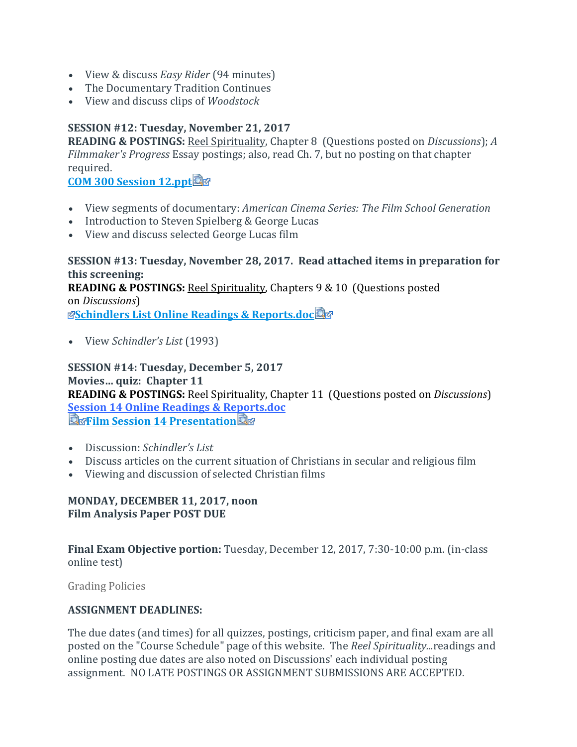- View & discuss *Easy Rider* (94 minutes)
- The Documentary Tradition Continues
- View and discuss clips of *Woodstock*

**SESSION #12: Tuesday, November 21, 2017**
**READING & POSTINGS:** Reel Spirituality, Chapter 8 (Questions posted on *Discussions*); *A Filmmaker's Progress* Essay postings; also, read Ch. 7, but no posting on that chapter required.
**COM 300 Session 12.ppt**

- View segments of documentary: *American Cinema Series: The Film School Generation*
- Introduction to Steven Spielberg & George Lucas
- View and discuss selected George Lucas film

**SESSION #13: Tuesday, November 28, 2017. Read attached items in preparation for this screening:**
**READING & POSTINGS:** Reel Spirituality, Chapters 9 & 10 (Questions posted on *Discussions*)
**Schindlers List Online Readings & Reports.doc**

- View *Schindler's List* (1993)

**SESSION #14: Tuesday, December 5, 2017**
**Movies… quiz: Chapter 11**
**READING & POSTINGS:** Reel Spirituality, Chapter 11 (Questions posted on *Discussions*)
**Session 14 Online Readings & Reports.doc**
**Film Session 14 Presentation**

- Discussion: *Schindler's List*
- Discuss articles on the current situation of Christians in secular and religious film
- Viewing and discussion of selected Christian films

**MONDAY, DECEMBER 11, 2017, noon**
**Film Analysis Paper POST DUE**

**Final Exam Objective portion:** Tuesday, December 12, 2017, 7:30-10:00 p.m. (in-class online test)

Grading Policies

**ASSIGNMENT DEADLINES:**

The due dates (and times) for all quizzes, postings, criticism paper, and final exam are all posted on the "Course Schedule" page of this website. The *Reel Spirituality...*readings and online posting due dates are also noted on Discussions' each individual posting assignment. NO LATE POSTINGS OR ASSIGNMENT SUBMISSIONS ARE ACCEPTED.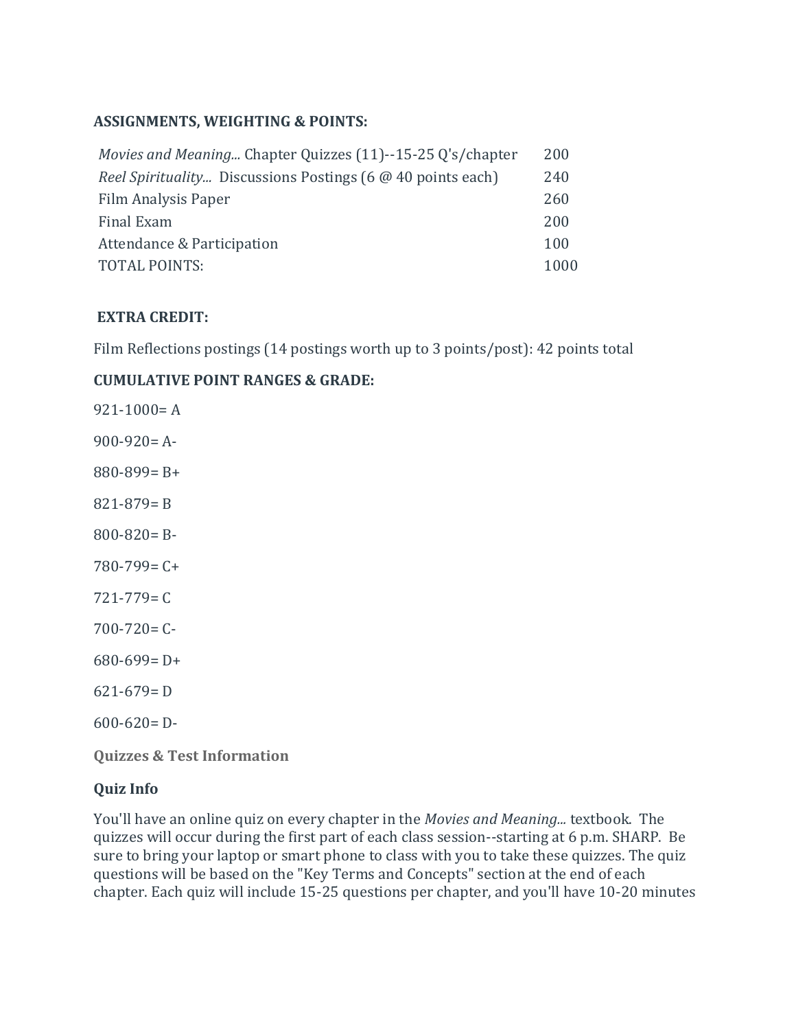**ASSIGNMENTS, WEIGHTING & POINTS:**

| | |
|---|---|
| *Movies and Meaning...* Chapter Quizzes (11)--15-25 Q's/chapter | 200 |
| *Reel Spirituality...* Discussions Postings (6 @ 40 points each) | 240 |
| Film Analysis Paper | 260 |
| Final Exam | 200 |
| Attendance & Participation | 100 |
| TOTAL POINTS: | 1000 |

**EXTRA CREDIT:**

Film Reflections postings (14 postings worth up to 3 points/post): 42 points total

**CUMULATIVE POINT RANGES & GRADE:**

921-1000= A

900-920= A-

880-899= B+

821-879= B

800-820= B-

780-799= C+

721-779= C

700-720= C-

680-699= D+

621-679= D

600-620= D-

**Quizzes & Test Information**

**Quiz Info**

You'll have an online quiz on every chapter in the *Movies and Meaning...* textbook. The quizzes will occur during the first part of each class session--starting at 6 p.m. SHARP. Be sure to bring your laptop or smart phone to class with you to take these quizzes. The quiz questions will be based on the "Key Terms and Concepts" section at the end of each chapter. Each quiz will include 15-25 questions per chapter, and you'll have 10-20 minutes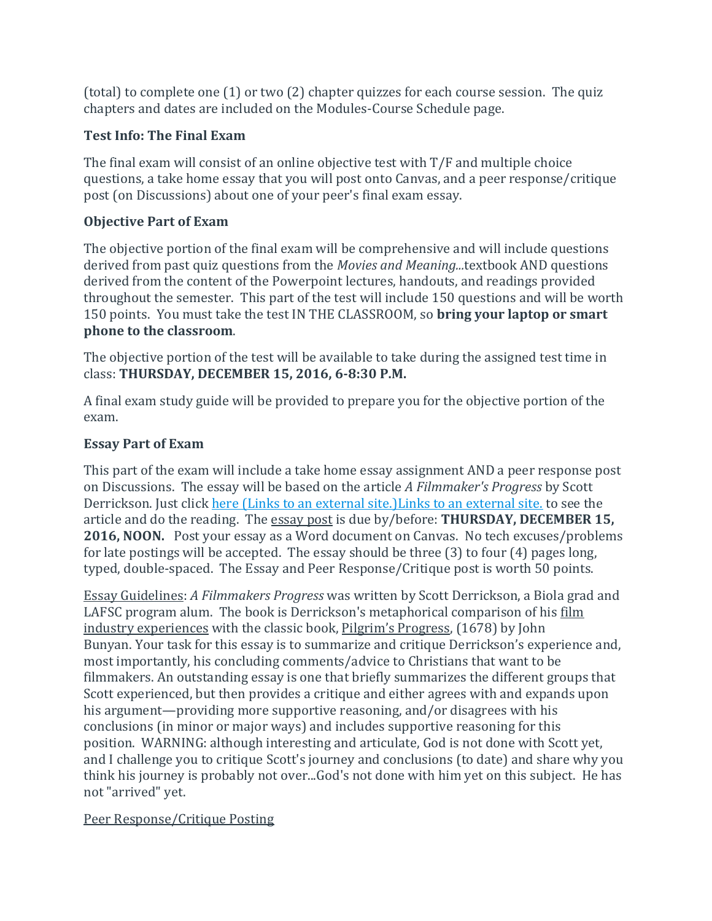(total) to complete one (1) or two (2) chapter quizzes for each course session. The quiz chapters and dates are included on the Modules-Course Schedule page.

**Test Info: The Final Exam**

The final exam will consist of an online objective test with T/F and multiple choice questions, a take home essay that you will post onto Canvas, and a peer response/critique post (on Discussions) about one of your peer's final exam essay.

**Objective Part of Exam**

The objective portion of the final exam will be comprehensive and will include questions derived from past quiz questions from the *Movies and Meaning...*textbook AND questions derived from the content of the Powerpoint lectures, handouts, and readings provided throughout the semester. This part of the test will include 150 questions and will be worth 150 points. You must take the test IN THE CLASSROOM, so **bring your laptop or smart phone to the classroom**.

The objective portion of the test will be available to take during the assigned test time in class: **THURSDAY, DECEMBER 15, 2016, 6-8:30 P.M.**

A final exam study guide will be provided to prepare you for the objective portion of the exam.

**Essay Part of Exam**

This part of the exam will include a take home essay assignment AND a peer response post on Discussions. The essay will be based on the article *A Filmmaker's Progress* by Scott Derrickson. Just click here (Links to an external site.)Links to an external site. to see the article and do the reading. The essay post is due by/before: **THURSDAY, DECEMBER 15, 2016, NOON.** Post your essay as a Word document on Canvas. No tech excuses/problems for late postings will be accepted. The essay should be three (3) to four (4) pages long, typed, double-spaced. The Essay and Peer Response/Critique post is worth 50 points.

Essay Guidelines: *A Filmmakers Progress* was written by Scott Derrickson, a Biola grad and LAFSC program alum. The book is Derrickson's metaphorical comparison of his film industry experiences with the classic book, Pilgrim's Progress, (1678) by John Bunyan. Your task for this essay is to summarize and critique Derrickson's experience and, most importantly, his concluding comments/advice to Christians that want to be filmmakers. An outstanding essay is one that briefly summarizes the different groups that Scott experienced, but then provides a critique and either agrees with and expands upon his argument—providing more supportive reasoning, and/or disagrees with his conclusions (in minor or major ways) and includes supportive reasoning for this position. WARNING: although interesting and articulate, God is not done with Scott yet, and I challenge you to critique Scott's journey and conclusions (to date) and share why you think his journey is probably not over...God's not done with him yet on this subject. He has not "arrived" yet.

Peer Response/Critique Posting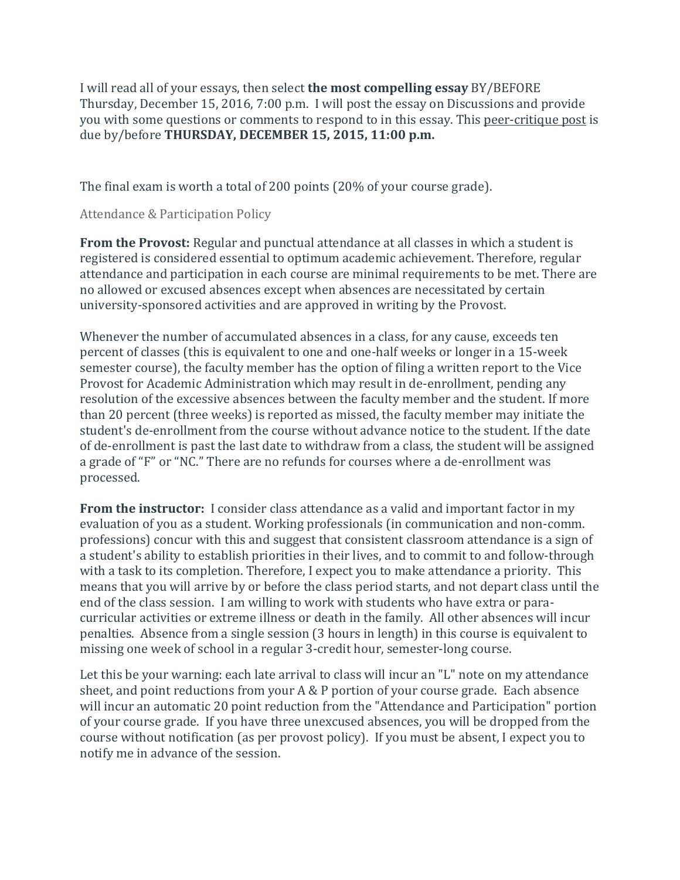I will read all of your essays, then select **the most compelling essay** BY/BEFORE Thursday, December 15, 2016, 7:00 p.m. I will post the essay on Discussions and provide you with some questions or comments to respond to in this essay. This <u>peer-critique post</u> is due by/before **THURSDAY, DECEMBER 15, 2015, 11:00 p.m.**

The final exam is worth a total of 200 points (20% of your course grade).

### Attendance & Participation Policy

**From the Provost:** Regular and punctual attendance at all classes in which a student is registered is considered essential to optimum academic achievement. Therefore, regular attendance and participation in each course are minimal requirements to be met. There are no allowed or excused absences except when absences are necessitated by certain university-sponsored activities and are approved in writing by the Provost.

Whenever the number of accumulated absences in a class, for any cause, exceeds ten percent of classes (this is equivalent to one and one-half weeks or longer in a 15-week semester course), the faculty member has the option of filing a written report to the Vice Provost for Academic Administration which may result in de-enrollment, pending any resolution of the excessive absences between the faculty member and the student. If more than 20 percent (three weeks) is reported as missed, the faculty member may initiate the student's de-enrollment from the course without advance notice to the student. If the date of de-enrollment is past the last date to withdraw from a class, the student will be assigned a grade of "F" or "NC." There are no refunds for courses where a de-enrollment was processed.

**From the instructor:** I consider class attendance as a valid and important factor in my evaluation of you as a student. Working professionals (in communication and non-comm. professions) concur with this and suggest that consistent classroom attendance is a sign of a student's ability to establish priorities in their lives, and to commit to and follow-through with a task to its completion. Therefore, I expect you to make attendance a priority. This means that you will arrive by or before the class period starts, and not depart class until the end of the class session. I am willing to work with students who have extra or para-curricular activities or extreme illness or death in the family. All other absences will incur penalties. Absence from a single session (3 hours in length) in this course is equivalent to missing one week of school in a regular 3-credit hour, semester-long course.

Let this be your warning: each late arrival to class will incur an "L" note on my attendance sheet, and point reductions from your A & P portion of your course grade. Each absence will incur an automatic 20 point reduction from the "Attendance and Participation" portion of your course grade. If you have three unexcused absences, you will be dropped from the course without notification (as per provost policy). If you must be absent, I expect you to notify me in advance of the session.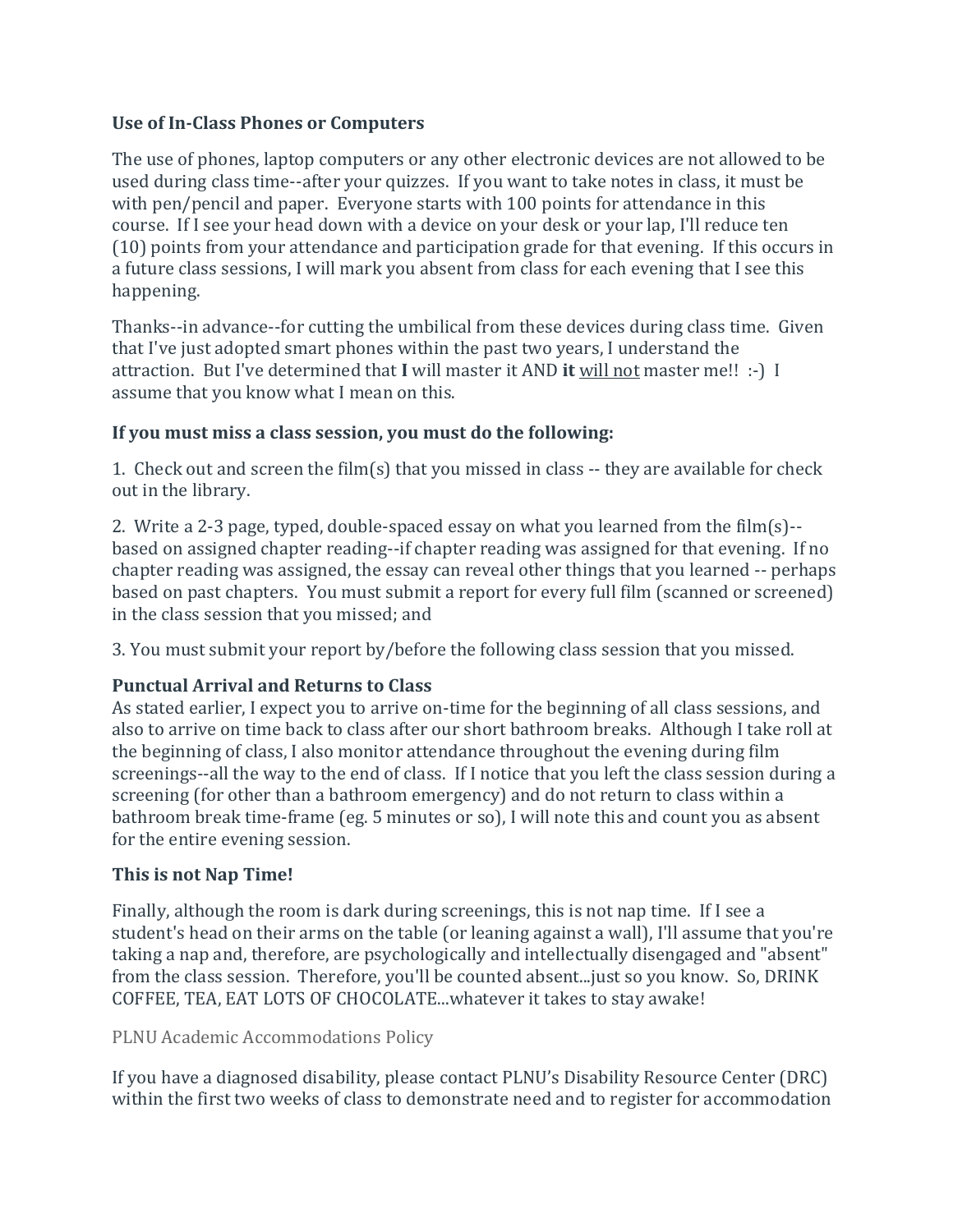**Use of In-Class Phones or Computers**

The use of phones, laptop computers or any other electronic devices are not allowed to be used during class time--after your quizzes. If you want to take notes in class, it must be with pen/pencil and paper. Everyone starts with 100 points for attendance in this course. If I see your head down with a device on your desk or your lap, I'll reduce ten (10) points from your attendance and participation grade for that evening. If this occurs in a future class sessions, I will mark you absent from class for each evening that I see this happening.

Thanks--in advance--for cutting the umbilical from these devices during class time. Given that I've just adopted smart phones within the past two years, I understand the attraction. But I've determined that **I** will master it AND **it** <u>will not</u> master me!! :-) I assume that you know what I mean on this.

**If you must miss a class session, you must do the following:**

1. Check out and screen the film(s) that you missed in class -- they are available for check out in the library.

2. Write a 2-3 page, typed, double-spaced essay on what you learned from the film(s)--based on assigned chapter reading--if chapter reading was assigned for that evening. If no chapter reading was assigned, the essay can reveal other things that you learned -- perhaps based on past chapters. You must submit a report for every full film (scanned or screened) in the class session that you missed; and

3. You must submit your report by/before the following class session that you missed.

**Punctual Arrival and Returns to Class**

As stated earlier, I expect you to arrive on-time for the beginning of all class sessions, and also to arrive on time back to class after our short bathroom breaks. Although I take roll at the beginning of class, I also monitor attendance throughout the evening during film screenings--all the way to the end of class. If I notice that you left the class session during a screening (for other than a bathroom emergency) and do not return to class within a bathroom break time-frame (eg. 5 minutes or so), I will note this and count you as absent for the entire evening session.

**This is not Nap Time!**

Finally, although the room is dark during screenings, this is not nap time. If I see a student's head on their arms on the table (or leaning against a wall), I'll assume that you're taking a nap and, therefore, are psychologically and intellectually disengaged and "absent" from the class session. Therefore, you'll be counted absent...just so you know. So, DRINK COFFEE, TEA, EAT LOTS OF CHOCOLATE...whatever it takes to stay awake!

PLNU Academic Accommodations Policy

If you have a diagnosed disability, please contact PLNU's Disability Resource Center (DRC) within the first two weeks of class to demonstrate need and to register for accommodation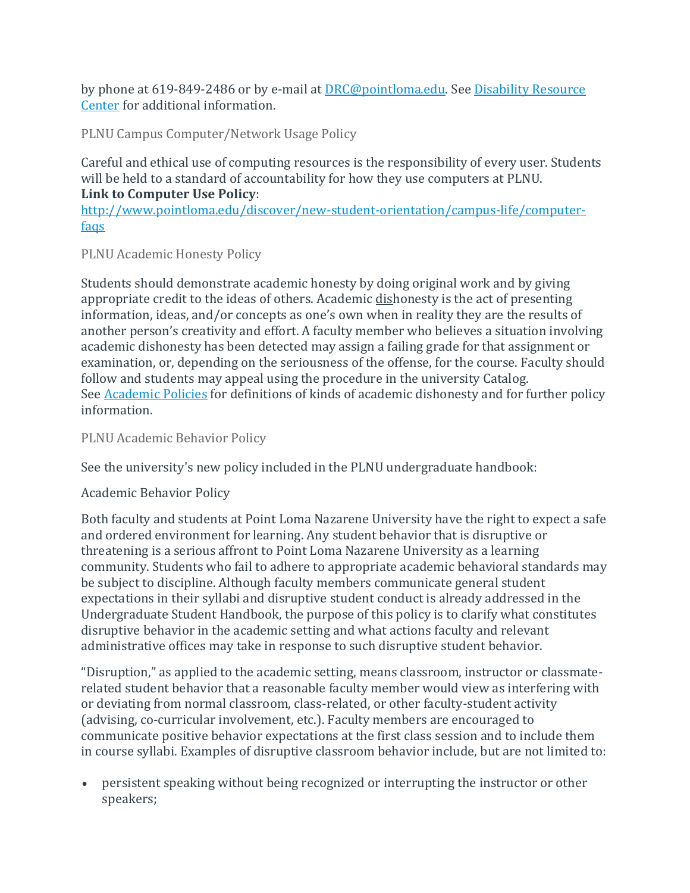by phone at 619-849-2486 or by e-mail at [DRC@pointloma.edu](mailto:DRC@pointloma.edu). See [Disability Resource Center](#) for additional information.

### PLNU Campus Computer/Network Usage Policy

Careful and ethical use of computing resources is the responsibility of every user. Students will be held to a standard of accountability for how they use computers at PLNU.
**Link to Computer Use Policy**:
[http://www.pointloma.edu/discover/new-student-orientation/campus-life/computer-faqs](http://www.pointloma.edu/discover/new-student-orientation/campus-life/computer-faqs)

### PLNU Academic Honesty Policy

Students should demonstrate academic honesty by doing original work and by giving appropriate credit to the ideas of others. Academic dishonesty is the act of presenting information, ideas, and/or concepts as one's own when in reality they are the results of another person's creativity and effort. A faculty member who believes a situation involving academic dishonesty has been detected may assign a failing grade for that assignment or examination, or, depending on the seriousness of the offense, for the course. Faculty should follow and students may appeal using the procedure in the university Catalog.
See [Academic Policies](#) for definitions of kinds of academic dishonesty and for further policy information.

### PLNU Academic Behavior Policy

See the university's new policy included in the PLNU undergraduate handbook:

Academic Behavior Policy

Both faculty and students at Point Loma Nazarene University have the right to expect a safe and ordered environment for learning. Any student behavior that is disruptive or threatening is a serious affront to Point Loma Nazarene University as a learning community. Students who fail to adhere to appropriate academic behavioral standards may be subject to discipline. Although faculty members communicate general student expectations in their syllabi and disruptive student conduct is already addressed in the Undergraduate Student Handbook, the purpose of this policy is to clarify what constitutes disruptive behavior in the academic setting and what actions faculty and relevant administrative offices may take in response to such disruptive student behavior.

"Disruption," as applied to the academic setting, means classroom, instructor or classmate-related student behavior that a reasonable faculty member would view as interfering with or deviating from normal classroom, class-related, or other faculty-student activity (advising, co-curricular involvement, etc.). Faculty members are encouraged to communicate positive behavior expectations at the first class session and to include them in course syllabi. Examples of disruptive classroom behavior include, but are not limited to:

- persistent speaking without being recognized or interrupting the instructor or other speakers;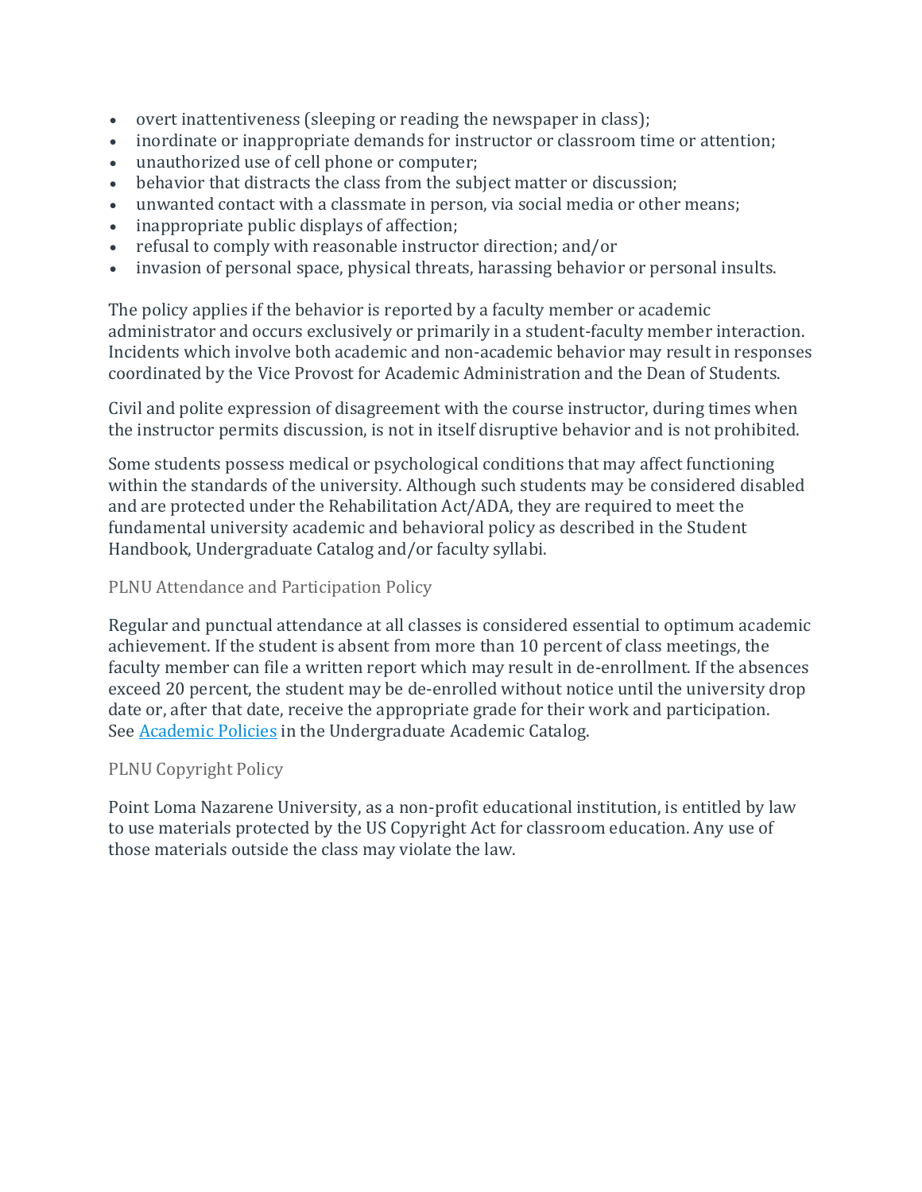- overt inattentiveness (sleeping or reading the newspaper in class);
- inordinate or inappropriate demands for instructor or classroom time or attention;
- unauthorized use of cell phone or computer;
- behavior that distracts the class from the subject matter or discussion;
- unwanted contact with a classmate in person, via social media or other means;
- inappropriate public displays of affection;
- refusal to comply with reasonable instructor direction; and/or
- invasion of personal space, physical threats, harassing behavior or personal insults.

The policy applies if the behavior is reported by a faculty member or academic administrator and occurs exclusively or primarily in a student-faculty member interaction. Incidents which involve both academic and non-academic behavior may result in responses coordinated by the Vice Provost for Academic Administration and the Dean of Students.

Civil and polite expression of disagreement with the course instructor, during times when the instructor permits discussion, is not in itself disruptive behavior and is not prohibited.

Some students possess medical or psychological conditions that may affect functioning within the standards of the university. Although such students may be considered disabled and are protected under the Rehabilitation Act/ADA, they are required to meet the fundamental university academic and behavioral policy as described in the Student Handbook, Undergraduate Catalog and/or faculty syllabi.

### PLNU Attendance and Participation Policy

Regular and punctual attendance at all classes is considered essential to optimum academic achievement. If the student is absent from more than 10 percent of class meetings, the faculty member can file a written report which may result in de-enrollment. If the absences exceed 20 percent, the student may be de-enrolled without notice until the university drop date or, after that date, receive the appropriate grade for their work and participation. See Academic Policies in the Undergraduate Academic Catalog.

### PLNU Copyright Policy

Point Loma Nazarene University, as a non-profit educational institution, is entitled by law to use materials protected by the US Copyright Act for classroom education. Any use of those materials outside the class may violate the law.